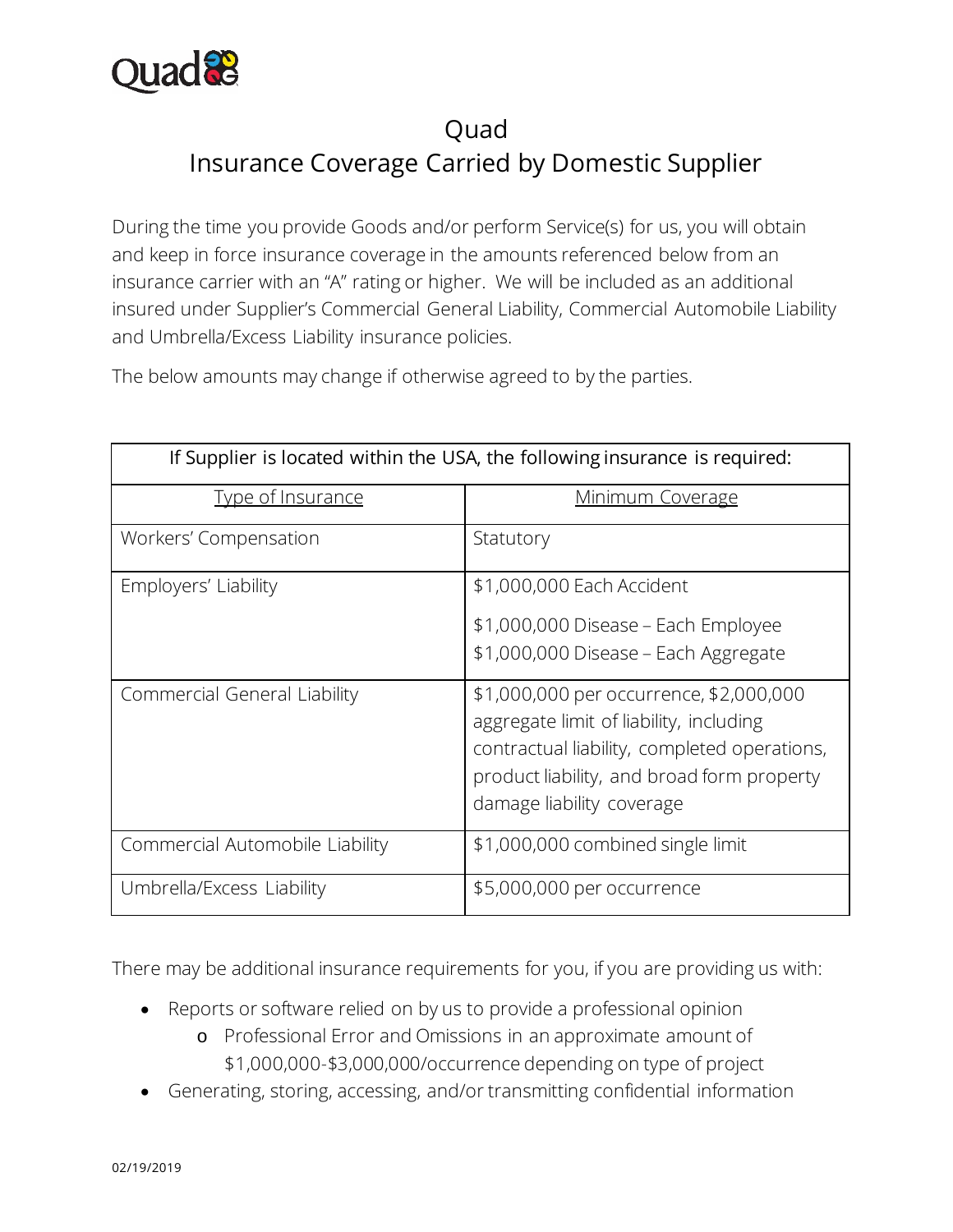# Quad
## Insurance Coverage Carried by Domestic Supplier

During the time you provide Goods and/or perform Service(s) for us, you will obtain and keep in force insurance coverage in the amounts referenced below from an insurance carrier with an "A" rating or higher. We will be included as an additional insured under Supplier's Commercial General Liability, Commercial Automobile Liability and Umbrella/Excess Liability insurance policies.

The below amounts may change if otherwise agreed to by the parties.

| If Supplier is located within the USA, the following insurance is required: | |
|---|---|
| Type of Insurance | Minimum Coverage |
| Workers' Compensation | Statutory |
| Employers' Liability | $1,000,000 Each Accident<br>$1,000,000 Disease – Each Employee<br>$1,000,000 Disease – Each Aggregate |
| Commercial General Liability | $1,000,000 per occurrence, $2,000,000 aggregate limit of liability, including contractual liability, completed operations, product liability, and broad form property damage liability coverage |
| Commercial Automobile Liability | $1,000,000 combined single limit |
| Umbrella/Excess Liability | $5,000,000 per occurrence |

There may be additional insurance requirements for you, if you are providing us with:

- Reports or software relied on by us to provide a professional opinion
  - Professional Error and Omissions in an approximate amount of $1,000,000-$3,000,000/occurrence depending on type of project
- Generating, storing, accessing, and/or transmitting confidential information

02/19/2019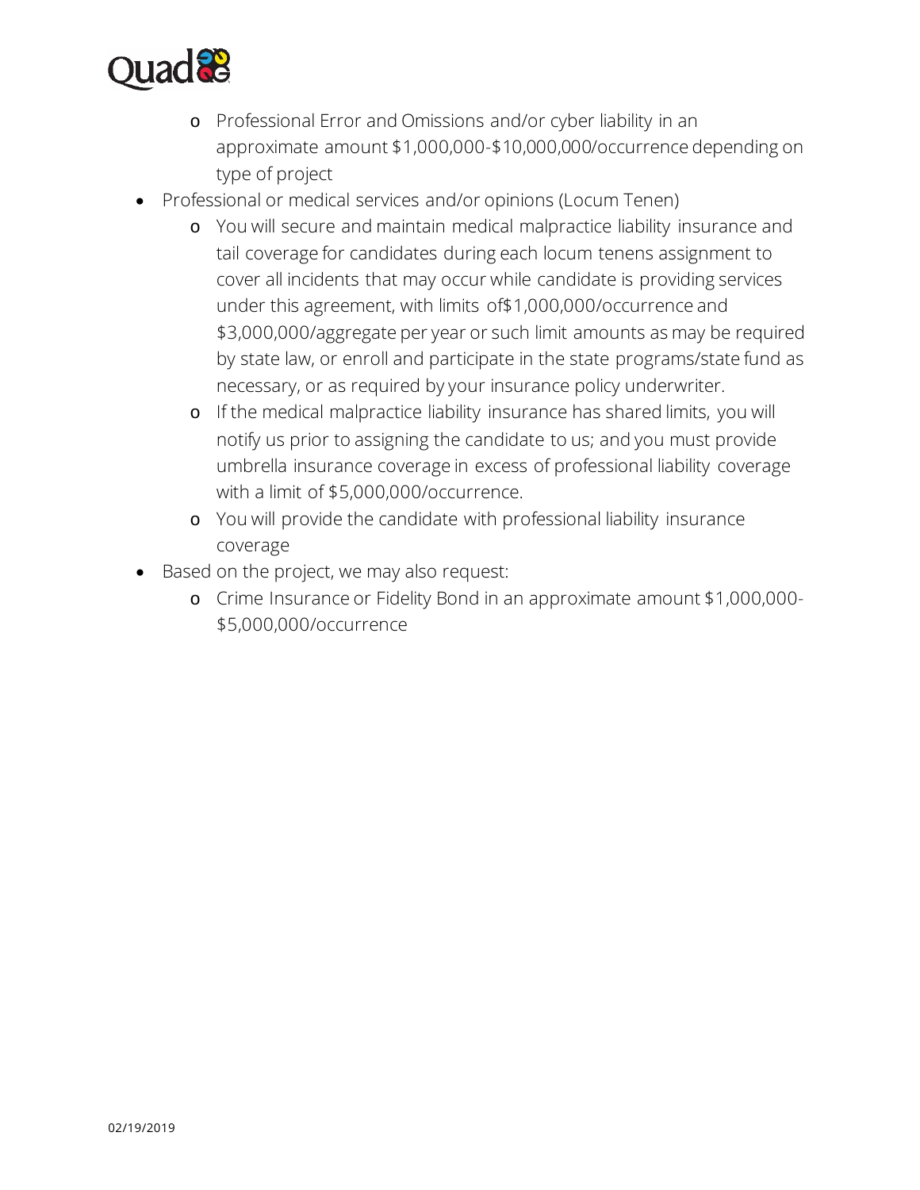- Professional Error and Omissions and/or cyber liability in an approximate amount $1,000,000-$10,000,000/occurrence depending on type of project

- Professional or medical services and/or opinions (Locum Tenen)
  - You will secure and maintain medical malpractice liability insurance and tail coverage for candidates during each locum tenens assignment to cover all incidents that may occur while candidate is providing services under this agreement, with limits of$1,000,000/occurrence and $3,000,000/aggregate per year or such limit amounts as may be required by state law, or enroll and participate in the state programs/state fund as necessary, or as required by your insurance policy underwriter.
  - If the medical malpractice liability insurance has shared limits, you will notify us prior to assigning the candidate to us; and you must provide umbrella insurance coverage in excess of professional liability coverage with a limit of $5,000,000/occurrence.
  - You will provide the candidate with professional liability insurance coverage
- Based on the project, we may also request:
  - Crime Insurance or Fidelity Bond in an approximate amount $1,000,000-$5,000,000/occurrence

02/19/2019